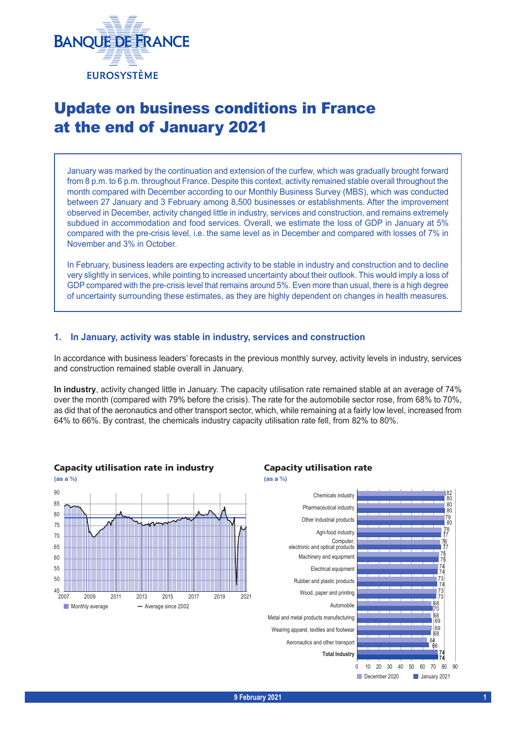# Update on business conditions in France at the end of January 2021

January was marked by the continuation and extension of the curfew, which was gradually brought forward from 8 p.m. to 6 p.m. throughout France. Despite this context, activity remained stable overall throughout the month compared with December according to our Monthly Business Survey (MBS), which was conducted between 27 January and 3 February among 8,500 businesses or establishments. After the improvement observed in December, activity changed little in industry, services and construction, and remains extremely subdued in accommodation and food services. Overall, we estimate the loss of GDP in January at 5% compared with the pre-crisis level, i.e. the same level as in December and compared with losses of 7% in November and 3% in October.

In February, business leaders are expecting activity to be stable in industry and construction and to decline very slightly in services, while pointing to increased uncertainty about their outlook. This would imply a loss of GDP compared with the pre-crisis level that remains around 5%. Even more than usual, there is a high degree of uncertainty surrounding these estimates, as they are highly dependent on changes in health measures.

## 1. In January, activity was stable in industry, services and construction

In accordance with business leaders' forecasts in the previous monthly survey, activity levels in industry, services and construction remained stable overall in January.

**In industry**, activity changed little in January. The capacity utilisation rate remained stable at an average of 74% over the month (compared with 79% before the crisis). The rate for the automobile sector rose, from 68% to 70%, as did that of the aeronautics and other transport sector, which, while remaining at a fairly low level, increased from 64% to 66%. By contrast, the chemicals industry capacity utilisation rate fell, from 82% to 80%.

**Capacity utilisation rate in industry**
(as a %)

**Capacity utilisation rate**
(as a %)

| Sector | December 2020 | January 2021 |
|---|---|---|
| Chemicals industry | 82 | 80 |
| Pharmaceutical industry | 80 | 80 |
| Other industrial products | 79 | 80 |
| Agri-food industry | 78 | 77 |
| Computer, electronic and optical products | 76 | 77 |
| Machinery and equipment | 75 | 75 |
| Electrical equipment | 74 | 74 |
| Rubber and plastic products | 73 | 74 |
| Wood, paper and printing | 73 | 73 |
| Automobile | 68 | 70 |
| Metal and metal products manufacturing | 68 | 69 |
| Wearing apparel, textiles and footwear | 69 | 68 |
| Aeronautics and other transport | 64 | 66 |
| **Total Industry** | 74 | 74 |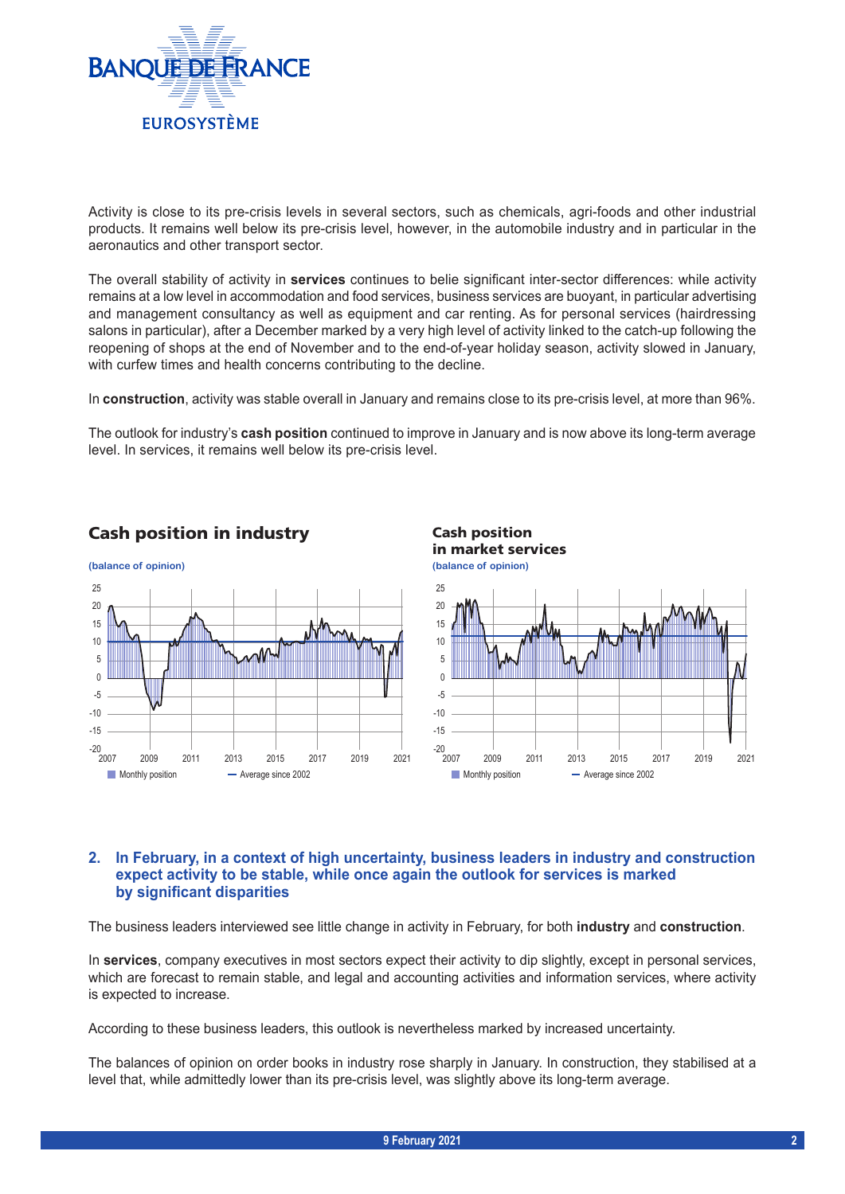Activity is close to its pre-crisis levels in several sectors, such as chemicals, agri-foods and other industrial products. It remains well below its pre-crisis level, however, in the automobile industry and in particular in the aeronautics and other transport sector.

The overall stability of activity in **services** continues to belie significant inter-sector differences: while activity remains at a low level in accommodation and food services, business services are buoyant, in particular advertising and management consultancy as well as equipment and car renting. As for personal services (hairdressing salons in particular), after a December marked by a very high level of activity linked to the catch-up following the reopening of shops at the end of November and to the end-of-year holiday season, activity slowed in January, with curfew times and health concerns contributing to the decline.

In **construction**, activity was stable overall in January and remains close to its pre-crisis level, at more than 96%.

The outlook for industry's **cash position** continued to improve in January and is now above its long-term average level. In services, it remains well below its pre-crisis level.

**Cash position in industry**

(balance of opinion)

Monthly position — Average since 2002

**Cash position in market services**

(balance of opinion)

Monthly position — Average since 2002

## 2. In February, in a context of high uncertainty, business leaders in industry and construction expect activity to be stable, while once again the outlook for services is marked by significant disparities

The business leaders interviewed see little change in activity in February, for both **industry** and **construction**.

In **services**, company executives in most sectors expect their activity to dip slightly, except in personal services, which are forecast to remain stable, and legal and accounting activities and information services, where activity is expected to increase.

According to these business leaders, this outlook is nevertheless marked by increased uncertainty.

The balances of opinion on order books in industry rose sharply in January. In construction, they stabilised at a level that, while admittedly lower than its pre-crisis level, was slightly above its long-term average.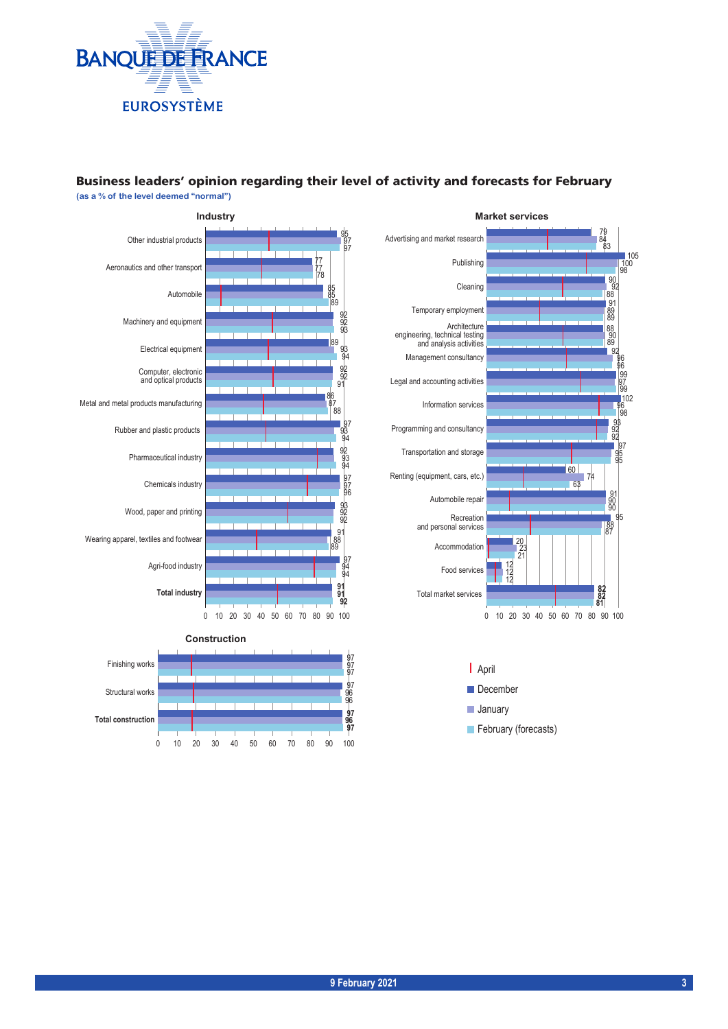## Business leaders' opinion regarding their level of activity and forecasts for February

(as a % of the level deemed "normal")

### Industry

| Sector | December | January | February (forecasts) |
|---|---|---|---|
| Other industrial products | 95 | 97 | 97 |
| Aeronautics and other transport | 77 | 77 | 78 |
| Automobile | 85 | 85 | 89 |
| Machinery and equipment | 92 | 92 | 93 |
| Electrical equipment | 89 | 93 | 94 |
| Computer, electronic and optical products | 92 | 92 | 91 |
| Metal and metal products manufacturing | 86 | 87 | 88 |
| Rubber and plastic products | 97 | 93 | 94 |
| Pharmaceutical industry | 92 | 93 | 94 |
| Chemicals industry | 97 | 97 | 96 |
| Wood, paper and printing | 93 | 92 | 92 |
| Wearing apparel, textiles and footwear | 91 | 88 | 89 |
| Agri-food industry | 97 | 94 | 94 |
| **Total industry** | **91** | **91** | **92** |

### Market services

| Sector | December | January | February (forecasts) |
|---|---|---|---|
| Advertising and market research | 79 | 84 | 83 |
| Publishing | 105 | 100 | 98 |
| Cleaning | 90 | 92 | 88 |
| Temporary employment | 91 | 89 | 89 |
| Architecture engineering, technical testing and analysis activities | 88 | 90 | 89 |
| Management consultancy | 92 | 96 | 96 |
| Legal and accounting activities | 99 | 97 | 99 |
| Information services | 102 | 96 | 98 |
| Programming and consultancy | 93 | 92 | 92 |
| Transportation and storage | 97 | 95 | 95 |
| Renting (equipment, cars, etc.) | 60 | 74 | 63 |
| Automobile repair | 91 | 90 | 90 |
| Recreation and personal services | 95 | 88 | 87 |
| Accommodation | 20 | 23 | 21 |
| Food services | 12 | 12 | 12 |
| Total market services | **82** | **82** | **81** |

### Construction

| Sector | December | January | February (forecasts) |
|---|---|---|---|
| Finishing works | 97 | 97 | 97 |
| Structural works | 97 | 96 | 96 |
| **Total construction** | **97** | **96** | **97** |

Legend: | April; December; January; February (forecasts)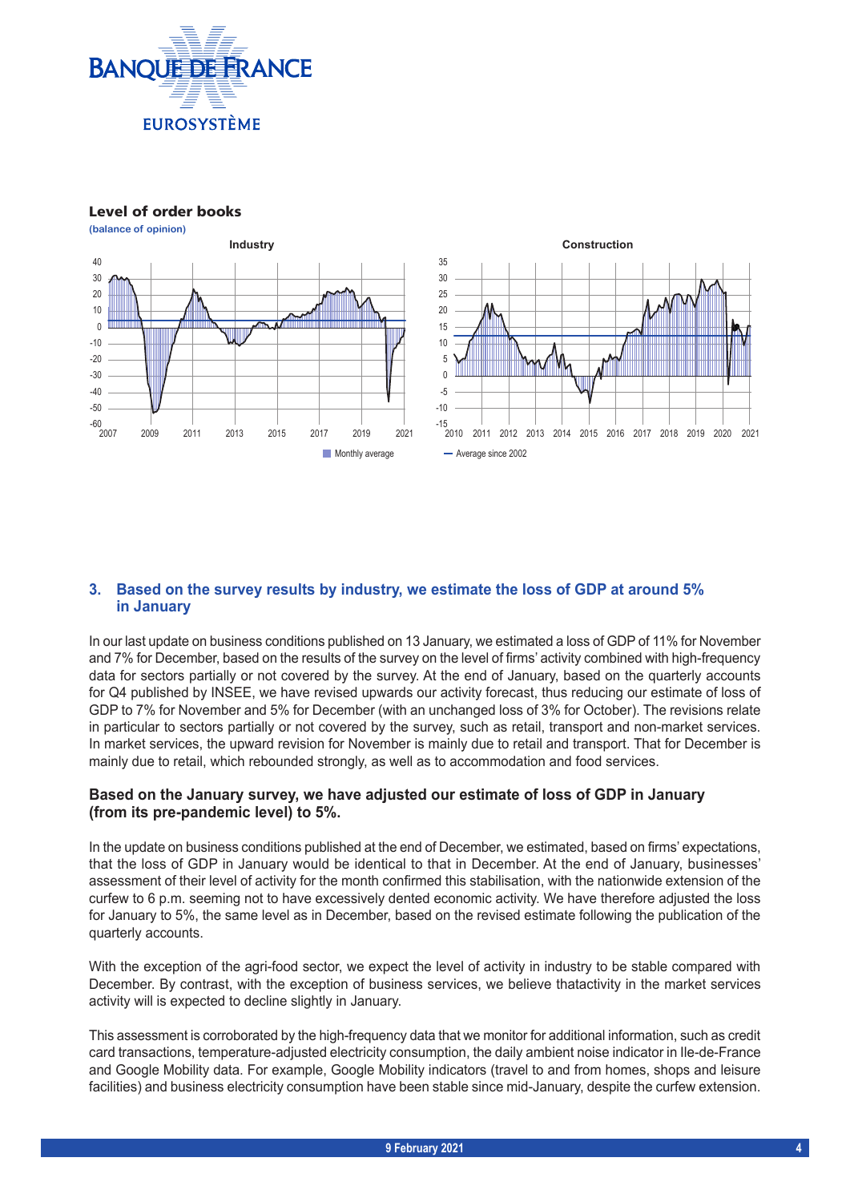**Level of order books**

(balance of opinion)

Industry

Construction

Monthly average — Average since 2002

### 3. Based on the survey results by industry, we estimate the loss of GDP at around 5% in January

In our last update on business conditions published on 13 January, we estimated a loss of GDP of 11% for November and 7% for December, based on the results of the survey on the level of firms' activity combined with high-frequency data for sectors partially or not covered by the survey. At the end of January, based on the quarterly accounts for Q4 published by INSEE, we have revised upwards our activity forecast, thus reducing our estimate of loss of GDP to 7% for November and 5% for December (with an unchanged loss of 3% for October). The revisions relate in particular to sectors partially or not covered by the survey, such as retail, transport and non-market services. In market services, the upward revision for November is mainly due to retail and transport. That for December is mainly due to retail, which rebounded strongly, as well as to accommodation and food services.

**Based on the January survey, we have adjusted our estimate of loss of GDP in January (from its pre-pandemic level) to 5%.**

In the update on business conditions published at the end of December, we estimated, based on firms' expectations, that the loss of GDP in January would be identical to that in December. At the end of January, businesses' assessment of their level of activity for the month confirmed this stabilisation, with the nationwide extension of the curfew to 6 p.m. seeming not to have excessively dented economic activity. We have therefore adjusted the loss for January to 5%, the same level as in December, based on the revised estimate following the publication of the quarterly accounts.

With the exception of the agri-food sector, we expect the level of activity in industry to be stable compared with December. By contrast, with the exception of business services, we believe thatactivity in the market services activity will is expected to decline slightly in January.

This assessment is corroborated by the high-frequency data that we monitor for additional information, such as credit card transactions, temperature-adjusted electricity consumption, the daily ambient noise indicator in Ile-de-France and Google Mobility data. For example, Google Mobility indicators (travel to and from homes, shops and leisure facilities) and business electricity consumption have been stable since mid-January, despite the curfew extension.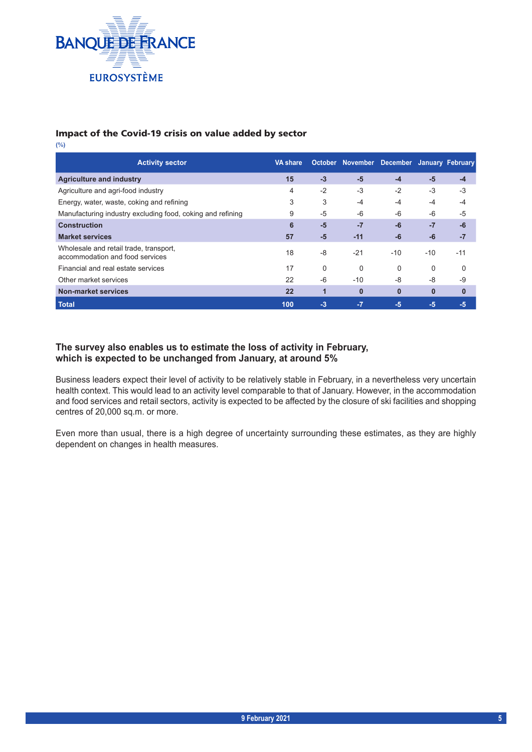### Impact of the Covid-19 crisis on value added by sector

(%)

| Activity sector | VA share | October | November | December | January | February |
|---|---|---|---|---|---|---|
| **Agriculture and industry** | **15** | **-3** | **-5** | **-4** | **-5** | **-4** |
| Agriculture and agri-food industry | 4 | -2 | -3 | -2 | -3 | -3 |
| Energy, water, waste, coking and refining | 3 | 3 | -4 | -4 | -4 | -4 |
| Manufacturing industry excluding food, coking and refining | 9 | -5 | -6 | -6 | -6 | -5 |
| **Construction** | **6** | **-5** | **-7** | **-6** | **-7** | **-6** |
| **Market services** | **57** | **-5** | **-11** | **-6** | **-6** | **-7** |
| Wholesale and retail trade, transport, accommodation and food services | 18 | -8 | -21 | -10 | -10 | -11 |
| Financial and real estate services | 17 | 0 | 0 | 0 | 0 | 0 |
| Other market services | 22 | -6 | -10 | -8 | -8 | -9 |
| **Non-market services** | **22** | **1** | **0** | **0** | **0** | **0** |
| **Total** | **100** | **-3** | **-7** | **-5** | **-5** | **-5** |

### The survey also enables us to estimate the loss of activity in February, which is expected to be unchanged from January, at around 5%

Business leaders expect their level of activity to be relatively stable in February, in a nevertheless very uncertain health context. This would lead to an activity level comparable to that of January. However, in the accommodation and food services and retail sectors, activity is expected to be affected by the closure of ski facilities and shopping centres of 20,000 sq.m. or more.

Even more than usual, there is a high degree of uncertainty surrounding these estimates, as they are highly dependent on changes in health measures.